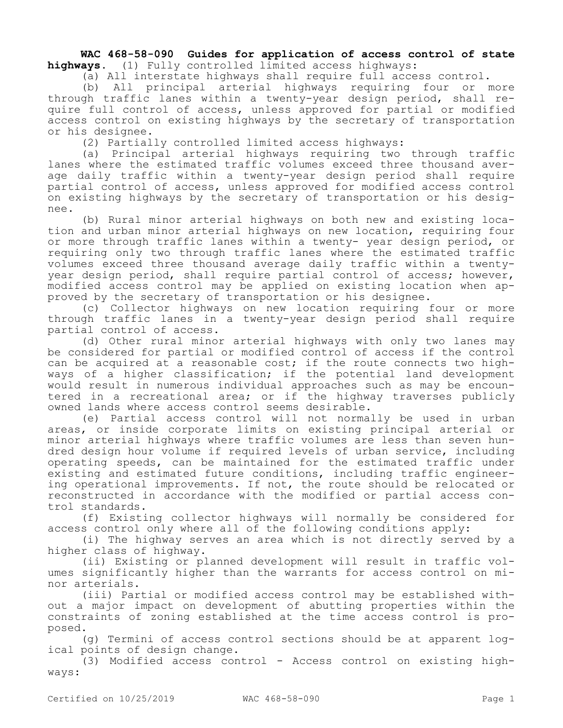**WAC 468-58-090 Guides for application of access control of state highways.** (1) Fully controlled limited access highways:

(a) All interstate highways shall require full access control.

(b) All principal arterial highways requiring four or more through traffic lanes within a twenty-year design period, shall require full control of access, unless approved for partial or modified access control on existing highways by the secretary of transportation or his designee.

(2) Partially controlled limited access highways:

(a) Principal arterial highways requiring two through traffic lanes where the estimated traffic volumes exceed three thousand average daily traffic within a twenty-year design period shall require partial control of access, unless approved for modified access control on existing highways by the secretary of transportation or his designee.

(b) Rural minor arterial highways on both new and existing location and urban minor arterial highways on new location, requiring four or more through traffic lanes within a twenty- year design period, or requiring only two through traffic lanes where the estimated traffic volumes exceed three thousand average daily traffic within a twenty-year design period, shall require partial control of access; however, modified access control may be applied on existing location when approved by the secretary of transportation or his designee.

(c) Collector highways on new location requiring four or more through traffic lanes in a twenty-year design period shall require partial control of access.

(d) Other rural minor arterial highways with only two lanes may be considered for partial or modified control of access if the control can be acquired at a reasonable cost; if the route connects two highways of a higher classification; if the potential land development would result in numerous individual approaches such as may be encountered in a recreational area; or if the highway traverses publicly owned lands where access control seems desirable.

(e) Partial access control will not normally be used in urban areas, or inside corporate limits on existing principal arterial or minor arterial highways where traffic volumes are less than seven hundred design hour volume if required levels of urban service, including operating speeds, can be maintained for the estimated traffic under existing and estimated future conditions, including traffic engineering operational improvements. If not, the route should be relocated or reconstructed in accordance with the modified or partial access control standards.

(f) Existing collector highways will normally be considered for access control only where all of the following conditions apply:

(i) The highway serves an area which is not directly served by a higher class of highway.

(ii) Existing or planned development will result in traffic volumes significantly higher than the warrants for access control on minor arterials.

(iii) Partial or modified access control may be established without a major impact on development of abutting properties within the constraints of zoning established at the time access control is proposed.

(g) Termini of access control sections should be at apparent logical points of design change.

(3) Modified access control - Access control on existing highways: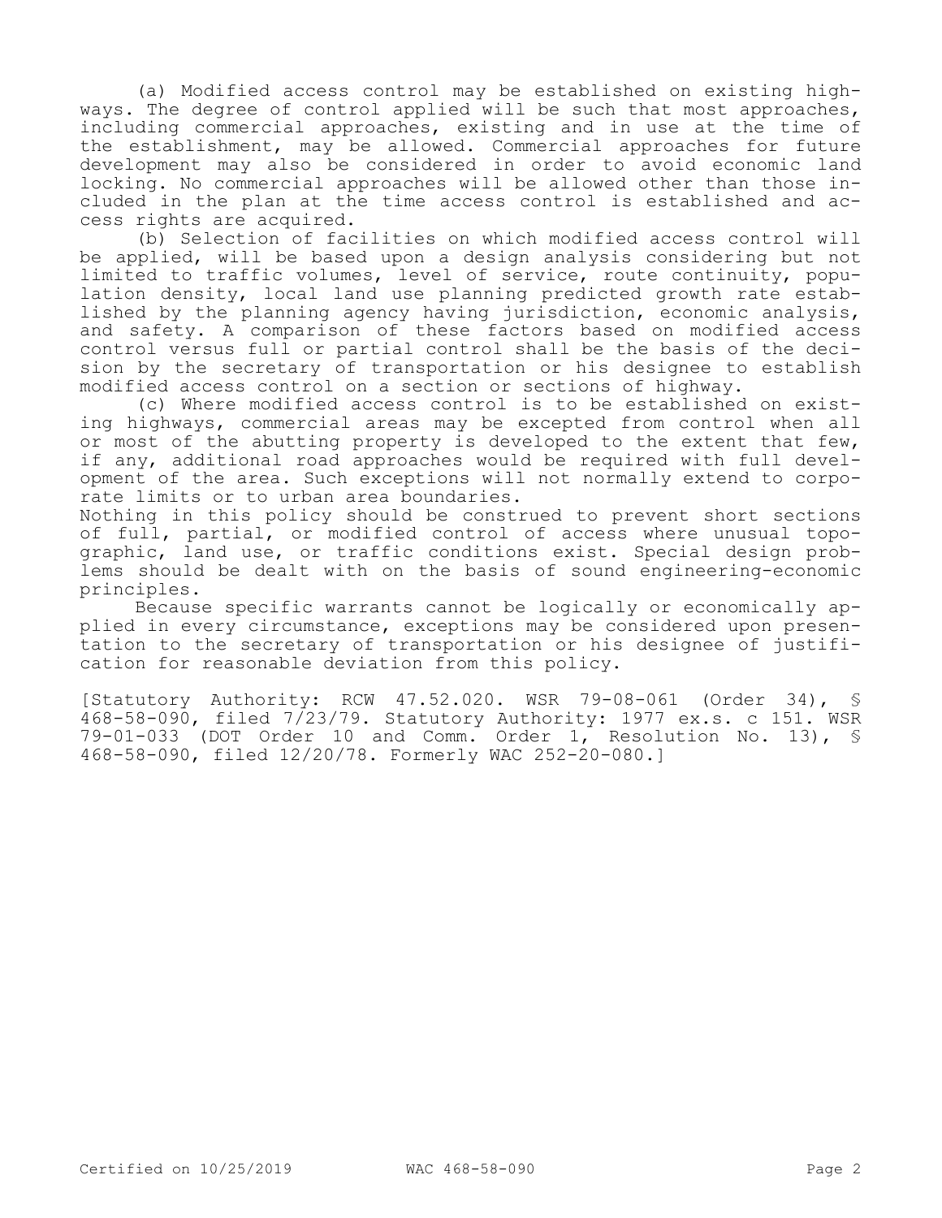(a) Modified access control may be established on existing highways. The degree of control applied will be such that most approaches, including commercial approaches, existing and in use at the time of the establishment, may be allowed. Commercial approaches for future development may also be considered in order to avoid economic land locking. No commercial approaches will be allowed other than those included in the plan at the time access control is established and access rights are acquired.

(b) Selection of facilities on which modified access control will be applied, will be based upon a design analysis considering but not limited to traffic volumes, level of service, route continuity, population density, local land use planning predicted growth rate established by the planning agency having jurisdiction, economic analysis, and safety. A comparison of these factors based on modified access control versus full or partial control shall be the basis of the decision by the secretary of transportation or his designee to establish modified access control on a section or sections of highway.

(c) Where modified access control is to be established on existing highways, commercial areas may be excepted from control when all or most of the abutting property is developed to the extent that few, if any, additional road approaches would be required with full development of the area. Such exceptions will not normally extend to corporate limits or to urban area boundaries.

Nothing in this policy should be construed to prevent short sections of full, partial, or modified control of access where unusual topographic, land use, or traffic conditions exist. Special design problems should be dealt with on the basis of sound engineering-economic principles.

Because specific warrants cannot be logically or economically applied in every circumstance, exceptions may be considered upon presentation to the secretary of transportation or his designee of justification for reasonable deviation from this policy.

[Statutory Authority: RCW 47.52.020. WSR 79-08-061 (Order 34), § 468-58-090, filed 7/23/79. Statutory Authority: 1977 ex.s. c 151. WSR 79-01-033 (DOT Order 10 and Comm. Order 1, Resolution No. 13), § 468-58-090, filed 12/20/78. Formerly WAC 252-20-080.]